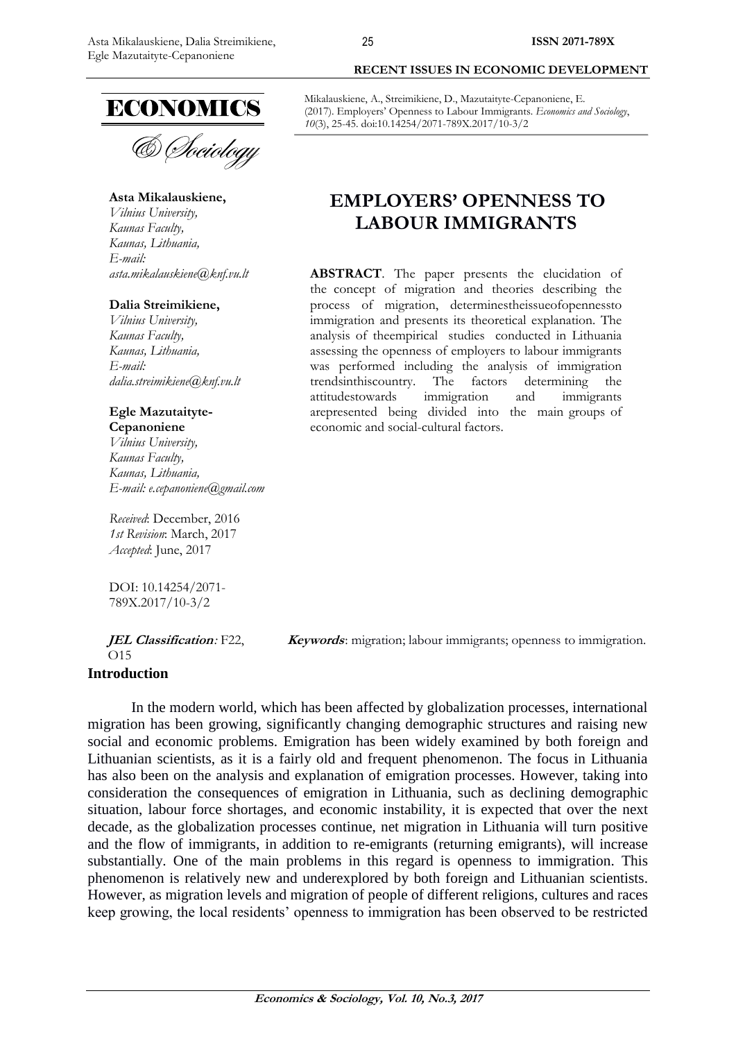Mikalauskiene, A., Streimikiene, D., Mazutaityte-Cepanoniene, E. (2017). Employers' Openness to Labour Immigrants. *Economics and Sociology*, *10*(3), 25-45. doi:10.14254/2071-789X.2017/10-3/2

**Asta Mikalauskiene,**
*Vilnius University,*
*Kaunas Faculty,*
*Kaunas, Lithuania,*
*E-mail:*
*asta.mikalauskiene@knf.vu.lt*

**Dalia Streimikiene,**
*Vilnius University,*
*Kaunas Faculty,*
*Kaunas, Lithuania,*
*E-mail:*
*dalia.streimikiene@knf.vu.lt*

**Egle Mazutaityte-Cepanoniene**
*Vilnius University,*
*Kaunas Faculty,*
*Kaunas, Lithuania,*
*E-mail: e.cepanoniene@gmail.com*

*Received*: December, 2016
*1st Revision*: March, 2017
*Accepted*: June, 2017

DOI: 10.14254/2071-789X.2017/10-3/2

# EMPLOYERS' OPENNESS TO LABOUR IMMIGRANTS

**ABSTRACT**. The paper presents the elucidation of the concept of migration and theories describing the process of migration, determinestheissueofopennessto immigration and presents its theoretical explanation. The analysis of theempirical studies conducted in Lithuania assessing the openness of employers to labour immigrants was performed including the analysis of immigration trendsinthiscountry. The factors determining the attitudestowards immigration and immigrants arepresented being divided into the main groups of economic and social-cultural factors.

***JEL Classification**:* F22, O15

***Keywords***: migration; labour immigrants; openness to immigration.

## Introduction

In the modern world, which has been affected by globalization processes, international migration has been growing, significantly changing demographic structures and raising new social and economic problems. Emigration has been widely examined by both foreign and Lithuanian scientists, as it is a fairly old and frequent phenomenon. The focus in Lithuania has also been on the analysis and explanation of emigration processes. However, taking into consideration the consequences of emigration in Lithuania, such as declining demographic situation, labour force shortages, and economic instability, it is expected that over the next decade, as the globalization processes continue, net migration in Lithuania will turn positive and the flow of immigrants, in addition to re-emigrants (returning emigrants), will increase substantially. One of the main problems in this regard is openness to immigration. This phenomenon is relatively new and underexplored by both foreign and Lithuanian scientists. However, as migration levels and migration of people of different religions, cultures and races keep growing, the local residents' openness to immigration has been observed to be restricted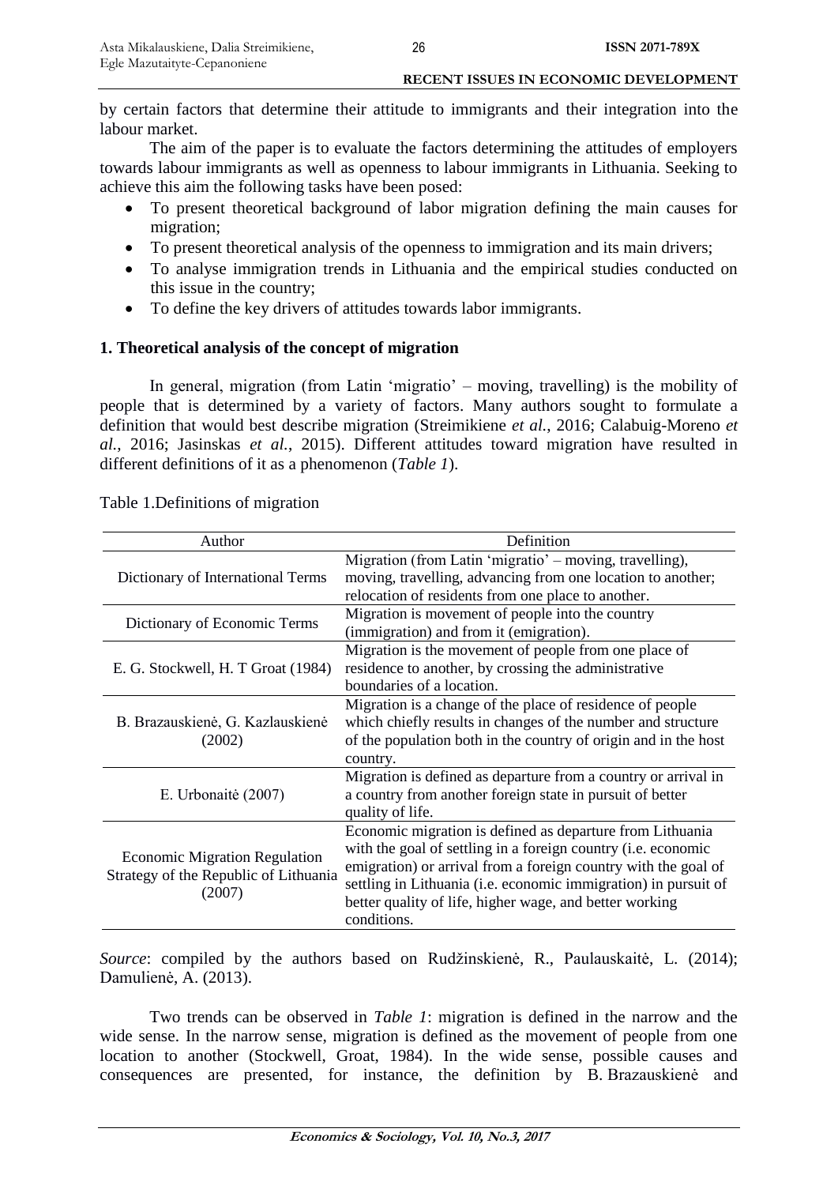by certain factors that determine their attitude to immigrants and their integration into the labour market.

The aim of the paper is to evaluate the factors determining the attitudes of employers towards labour immigrants as well as openness to labour immigrants in Lithuania. Seeking to achieve this aim the following tasks have been posed:

- To present theoretical background of labor migration defining the main causes for migration;
- To present theoretical analysis of the openness to immigration and its main drivers;
- To analyse immigration trends in Lithuania and the empirical studies conducted on this issue in the country;
- To define the key drivers of attitudes towards labor immigrants.

## 1. Theoretical analysis of the concept of migration

In general, migration (from Latin 'migratio' – moving, travelling) is the mobility of people that is determined by a variety of factors. Many authors sought to formulate a definition that would best describe migration (Streimikiene *et al.*, 2016; Calabuig-Moreno *et al.*, 2016; Jasinskas *et al.*, 2015). Different attitudes toward migration have resulted in different definitions of it as a phenomenon (*Table 1*).

Table 1.Definitions of migration

| Author | Definition |
|---|---|
| Dictionary of International Terms | Migration (from Latin 'migratio' – moving, travelling), moving, travelling, advancing from one location to another; relocation of residents from one place to another. |
| Dictionary of Economic Terms | Migration is movement of people into the country (immigration) and from it (emigration). |
| E. G. Stockwell, H. T Groat (1984) | Migration is the movement of people from one place of residence to another, by crossing the administrative boundaries of a location. |
| B. Brazauskienė, G. Kazlauskienė (2002) | Migration is a change of the place of residence of people which chiefly results in changes of the number and structure of the population both in the country of origin and in the host country. |
| E. Urbonaitė (2007) | Migration is defined as departure from a country or arrival in a country from another foreign state in pursuit of better quality of life. |
| Economic Migration Regulation Strategy of the Republic of Lithuania (2007) | Economic migration is defined as departure from Lithuania with the goal of settling in a foreign country (i.e. economic emigration) or arrival from a foreign country with the goal of settling in Lithuania (i.e. economic immigration) in pursuit of better quality of life, higher wage, and better working conditions. |

*Source*: compiled by the authors based on Rudžinskienė, R., Paulauskaitė, L. (2014); Damulienė, A. (2013).

Two trends can be observed in *Table 1*: migration is defined in the narrow and the wide sense. In the narrow sense, migration is defined as the movement of people from one location to another (Stockwell, Groat, 1984). In the wide sense, possible causes and consequences are presented, for instance, the definition by B. Brazauskienė and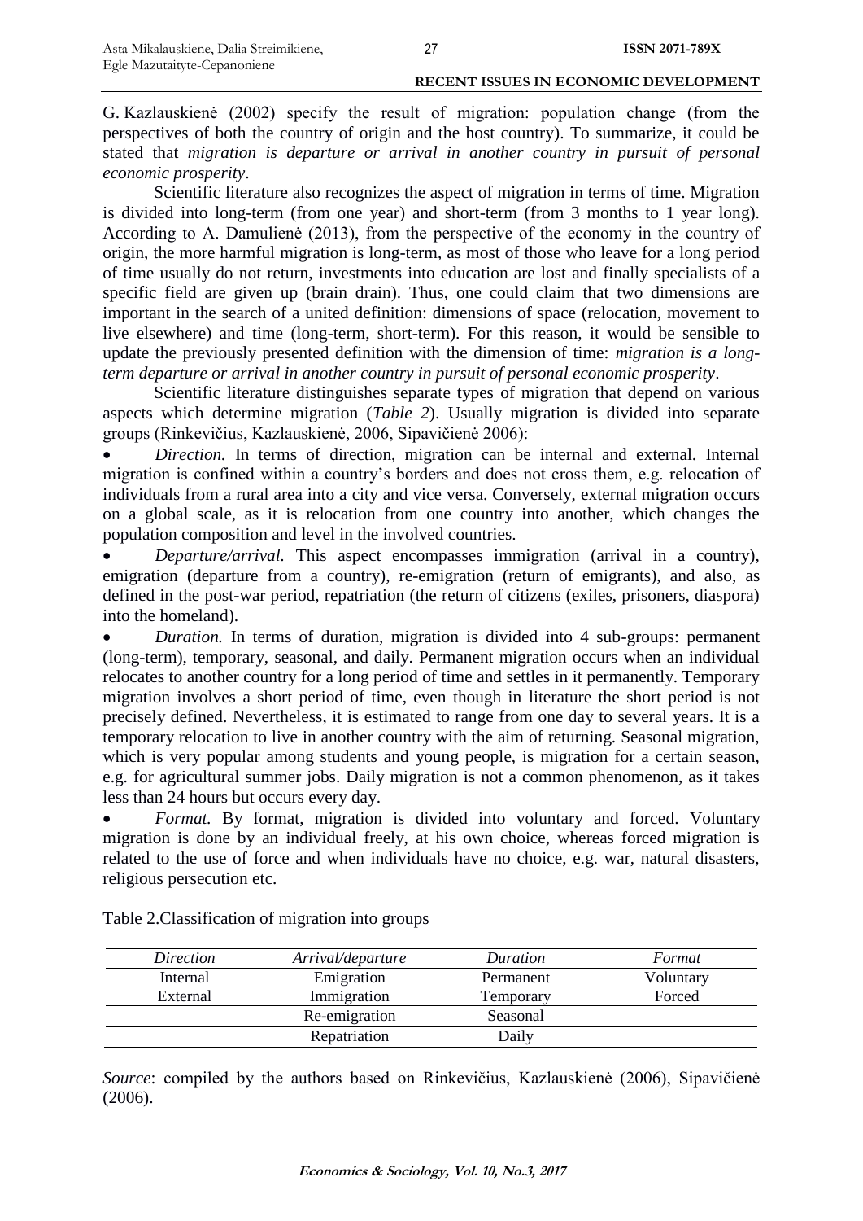G. Kazlauskienė (2002) specify the result of migration: population change (from the perspectives of both the country of origin and the host country). To summarize, it could be stated that *migration is departure or arrival in another country in pursuit of personal economic prosperity*.

Scientific literature also recognizes the aspect of migration in terms of time. Migration is divided into long-term (from one year) and short-term (from 3 months to 1 year long). According to A. Damulienė (2013), from the perspective of the economy in the country of origin, the more harmful migration is long-term, as most of those who leave for a long period of time usually do not return, investments into education are lost and finally specialists of a specific field are given up (brain drain). Thus, one could claim that two dimensions are important in the search of a united definition: dimensions of space (relocation, movement to live elsewhere) and time (long-term, short-term). For this reason, it would be sensible to update the previously presented definition with the dimension of time: *migration is a long-term departure or arrival in another country in pursuit of personal economic prosperity*.

Scientific literature distinguishes separate types of migration that depend on various aspects which determine migration (*Table 2*). Usually migration is divided into separate groups (Rinkevičius, Kazlauskienė, 2006, Sipavičienė 2006):

- *Direction.* In terms of direction, migration can be internal and external. Internal migration is confined within a country's borders and does not cross them, e.g. relocation of individuals from a rural area into a city and vice versa. Conversely, external migration occurs on a global scale, as it is relocation from one country into another, which changes the population composition and level in the involved countries.
- *Departure/arrival.* This aspect encompasses immigration (arrival in a country), emigration (departure from a country), re-emigration (return of emigrants), and also, as defined in the post-war period, repatriation (the return of citizens (exiles, prisoners, diaspora) into the homeland).
- *Duration.* In terms of duration, migration is divided into 4 sub-groups: permanent (long-term), temporary, seasonal, and daily. Permanent migration occurs when an individual relocates to another country for a long period of time and settles in it permanently. Temporary migration involves a short period of time, even though in literature the short period is not precisely defined. Nevertheless, it is estimated to range from one day to several years. It is a temporary relocation to live in another country with the aim of returning. Seasonal migration, which is very popular among students and young people, is migration for a certain season, e.g. for agricultural summer jobs. Daily migration is not a common phenomenon, as it takes less than 24 hours but occurs every day.
- *Format.* By format, migration is divided into voluntary and forced. Voluntary migration is done by an individual freely, at his own choice, whereas forced migration is related to the use of force and when individuals have no choice, e.g. war, natural disasters, religious persecution etc.

Table 2.Classification of migration into groups

| *Direction* | *Arrival/departure* | *Duration* | *Format* |
|---|---|---|---|
| Internal | Emigration | Permanent | Voluntary |
| External | Immigration | Temporary | Forced |
| | Re-emigration | Seasonal | |
| | Repatriation | Daily | |

*Source*: compiled by the authors based on Rinkevičius, Kazlauskienė (2006), Sipavičienė (2006).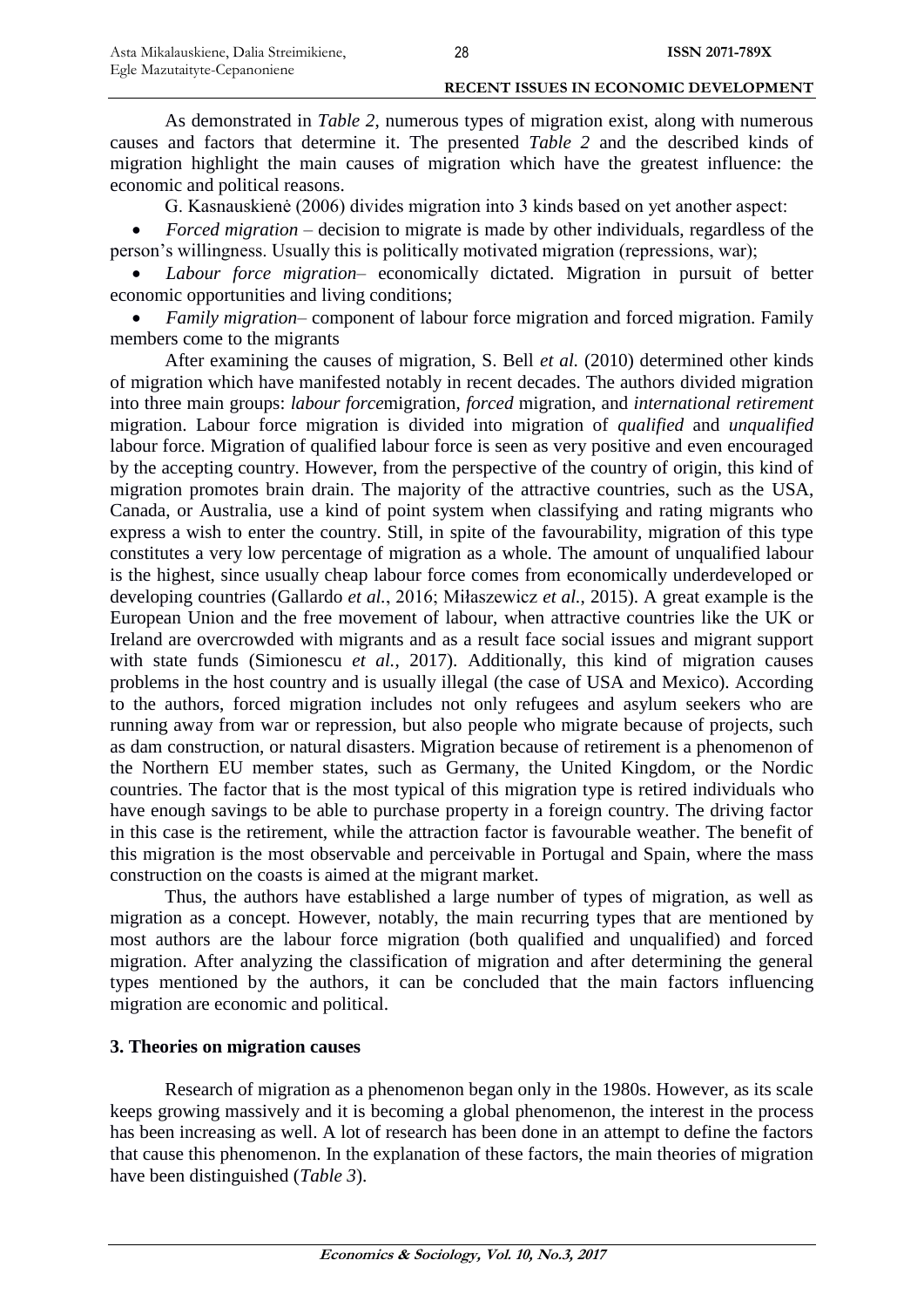As demonstrated in *Table 2*, numerous types of migration exist, along with numerous causes and factors that determine it. The presented *Table 2* and the described kinds of migration highlight the main causes of migration which have the greatest influence: the economic and political reasons.

G. Kasnauskienė (2006) divides migration into 3 kinds based on yet another aspect:

- *Forced migration* – decision to migrate is made by other individuals, regardless of the person's willingness. Usually this is politically motivated migration (repressions, war);
- *Labour force migration*– economically dictated. Migration in pursuit of better economic opportunities and living conditions;
- *Family migration*– component of labour force migration and forced migration. Family members come to the migrants

After examining the causes of migration, S. Bell *et al.* (2010) determined other kinds of migration which have manifested notably in recent decades. The authors divided migration into three main groups: *labour force*migration, *forced* migration, and *international retirement* migration. Labour force migration is divided into migration of *qualified* and *unqualified* labour force. Migration of qualified labour force is seen as very positive and even encouraged by the accepting country. However, from the perspective of the country of origin, this kind of migration promotes brain drain. The majority of the attractive countries, such as the USA, Canada, or Australia, use a kind of point system when classifying and rating migrants who express a wish to enter the country. Still, in spite of the favourability, migration of this type constitutes a very low percentage of migration as a whole. The amount of unqualified labour is the highest, since usually cheap labour force comes from economically underdeveloped or developing countries (Gallardo *et al.*, 2016; Miłaszewicz *et al.*, 2015). A great example is the European Union and the free movement of labour, when attractive countries like the UK or Ireland are overcrowded with migrants and as a result face social issues and migrant support with state funds (Simionescu *et al.,* 2017). Additionally, this kind of migration causes problems in the host country and is usually illegal (the case of USA and Mexico). According to the authors, forced migration includes not only refugees and asylum seekers who are running away from war or repression, but also people who migrate because of projects, such as dam construction, or natural disasters. Migration because of retirement is a phenomenon of the Northern EU member states, such as Germany, the United Kingdom, or the Nordic countries. The factor that is the most typical of this migration type is retired individuals who have enough savings to be able to purchase property in a foreign country. The driving factor in this case is the retirement, while the attraction factor is favourable weather. The benefit of this migration is the most observable and perceivable in Portugal and Spain, where the mass construction on the coasts is aimed at the migrant market.

Thus, the authors have established a large number of types of migration, as well as migration as a concept. However, notably, the main recurring types that are mentioned by most authors are the labour force migration (both qualified and unqualified) and forced migration. After analyzing the classification of migration and after determining the general types mentioned by the authors, it can be concluded that the main factors influencing migration are economic and political.

## 3. Theories on migration causes

Research of migration as a phenomenon began only in the 1980s. However, as its scale keeps growing massively and it is becoming a global phenomenon, the interest in the process has been increasing as well. A lot of research has been done in an attempt to define the factors that cause this phenomenon. In the explanation of these factors, the main theories of migration have been distinguished (*Table 3*).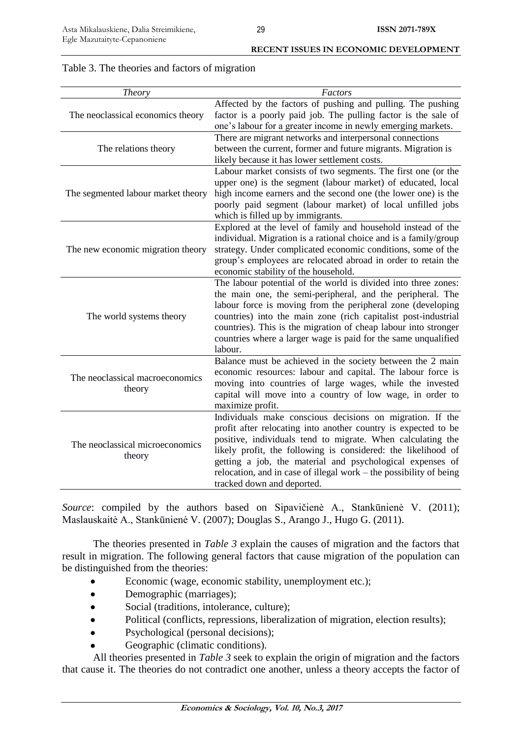Table 3. The theories and factors of migration

| *Theory* | *Factors* |
|---|---|
| The neoclassical economics theory | Affected by the factors of pushing and pulling. The pushing factor is a poorly paid job. The pulling factor is the sale of one's labour for a greater income in newly emerging markets. |
| The relations theory | There are migrant networks and interpersonal connections between the current, former and future migrants. Migration is likely because it has lower settlement costs. |
| The segmented labour market theory | Labour market consists of two segments. The first one (or the upper one) is the segment (labour market) of educated, local high income earners and the second one (the lower one) is the poorly paid segment (labour market) of local unfilled jobs which is filled up by immigrants. |
| The new economic migration theory | Explored at the level of family and household instead of the individual. Migration is a rational choice and is a family/group strategy. Under complicated economic conditions, some of the group's employees are relocated abroad in order to retain the economic stability of the household. |
| The world systems theory | The labour potential of the world is divided into three zones: the main one, the semi-peripheral, and the peripheral. The labour force is moving from the peripheral zone (developing countries) into the main zone (rich capitalist post-industrial countries). This is the migration of cheap labour into stronger countries where a larger wage is paid for the same unqualified labour. |
| The neoclassical macroeconomics theory | Balance must be achieved in the society between the 2 main economic resources: labour and capital. The labour force is moving into countries of large wages, while the invested capital will move into a country of low wage, in order to maximize profit. |
| The neoclassical microeconomics theory | Individuals make conscious decisions on migration. If the profit after relocating into another country is expected to be positive, individuals tend to migrate. When calculating the likely profit, the following is considered: the likelihood of getting a job, the material and psychological expenses of relocation, and in case of illegal work – the possibility of being tracked down and deported. |

*Source*: compiled by the authors based on Sipavičienė A., Stankūnienė V. (2011); Maslauskaitė A., Stankūnienė V. (2007); Douglas S., Arango J., Hugo G. (2011).

The theories presented in *Table 3* explain the causes of migration and the factors that result in migration. The following general factors that cause migration of the population can be distinguished from the theories:

- Economic (wage, economic stability, unemployment etc.);
- Demographic (marriages);
- Social (traditions, intolerance, culture);
- Political (conflicts, repressions, liberalization of migration, election results);
- Psychological (personal decisions);
- Geographic (climatic conditions).

All theories presented in *Table 3* seek to explain the origin of migration and the factors that cause it. The theories do not contradict one another, unless a theory accepts the factor of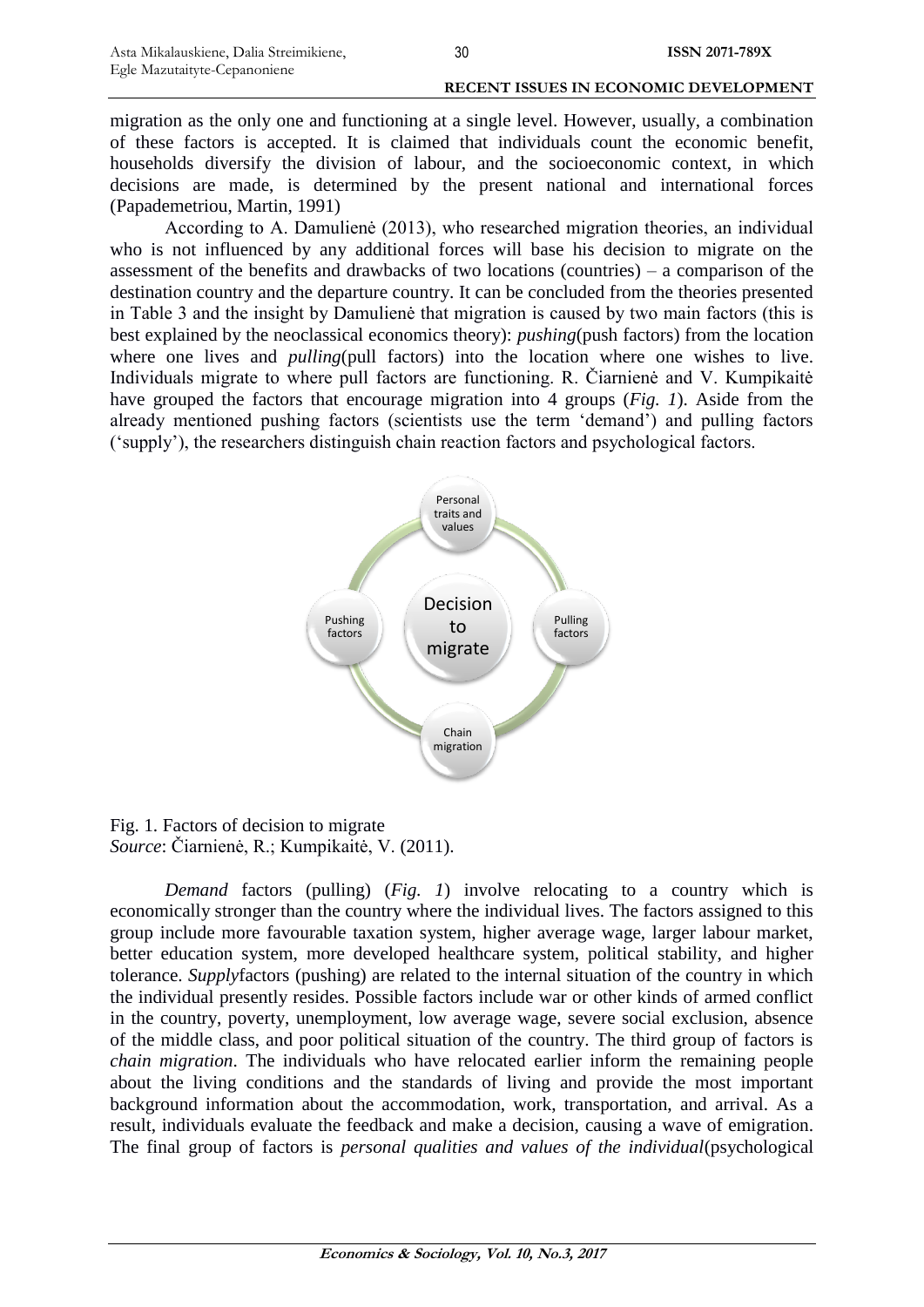migration as the only one and functioning at a single level. However, usually, a combination of these factors is accepted. It is claimed that individuals count the economic benefit, households diversify the division of labour, and the socioeconomic context, in which decisions are made, is determined by the present national and international forces (Papademetriou, Martin, 1991)

According to A. Damulienė (2013), who researched migration theories, an individual who is not influenced by any additional forces will base his decision to migrate on the assessment of the benefits and drawbacks of two locations (countries) – a comparison of the destination country and the departure country. It can be concluded from the theories presented in Table 3 and the insight by Damulienė that migration is caused by two main factors (this is best explained by the neoclassical economics theory): *pushing*(push factors) from the location where one lives and *pulling*(pull factors) into the location where one wishes to live. Individuals migrate to where pull factors are functioning. R. Čiarnienė and V. Kumpikaitė have grouped the factors that encourage migration into 4 groups (*Fig. 1*). Aside from the already mentioned pushing factors (scientists use the term 'demand') and pulling factors ('supply'), the researchers distinguish chain reaction factors and psychological factors.

Personal traits and values

Pushing factors

Decision to migrate

Pulling factors

Chain migration

Fig. 1. Factors of decision to migrate
*Source*: Čiarnienė, R.; Kumpikaitė, V. (2011).

*Demand* factors (pulling) (*Fig. 1*) involve relocating to a country which is economically stronger than the country where the individual lives. The factors assigned to this group include more favourable taxation system, higher average wage, larger labour market, better education system, more developed healthcare system, political stability, and higher tolerance. *Supply*factors (pushing) are related to the internal situation of the country in which the individual presently resides. Possible factors include war or other kinds of armed conflict in the country, poverty, unemployment, low average wage, severe social exclusion, absence of the middle class, and poor political situation of the country. The third group of factors is *chain migration*. The individuals who have relocated earlier inform the remaining people about the living conditions and the standards of living and provide the most important background information about the accommodation, work, transportation, and arrival. As a result, individuals evaluate the feedback and make a decision, causing a wave of emigration. The final group of factors is *personal qualities and values of the individual*(psychological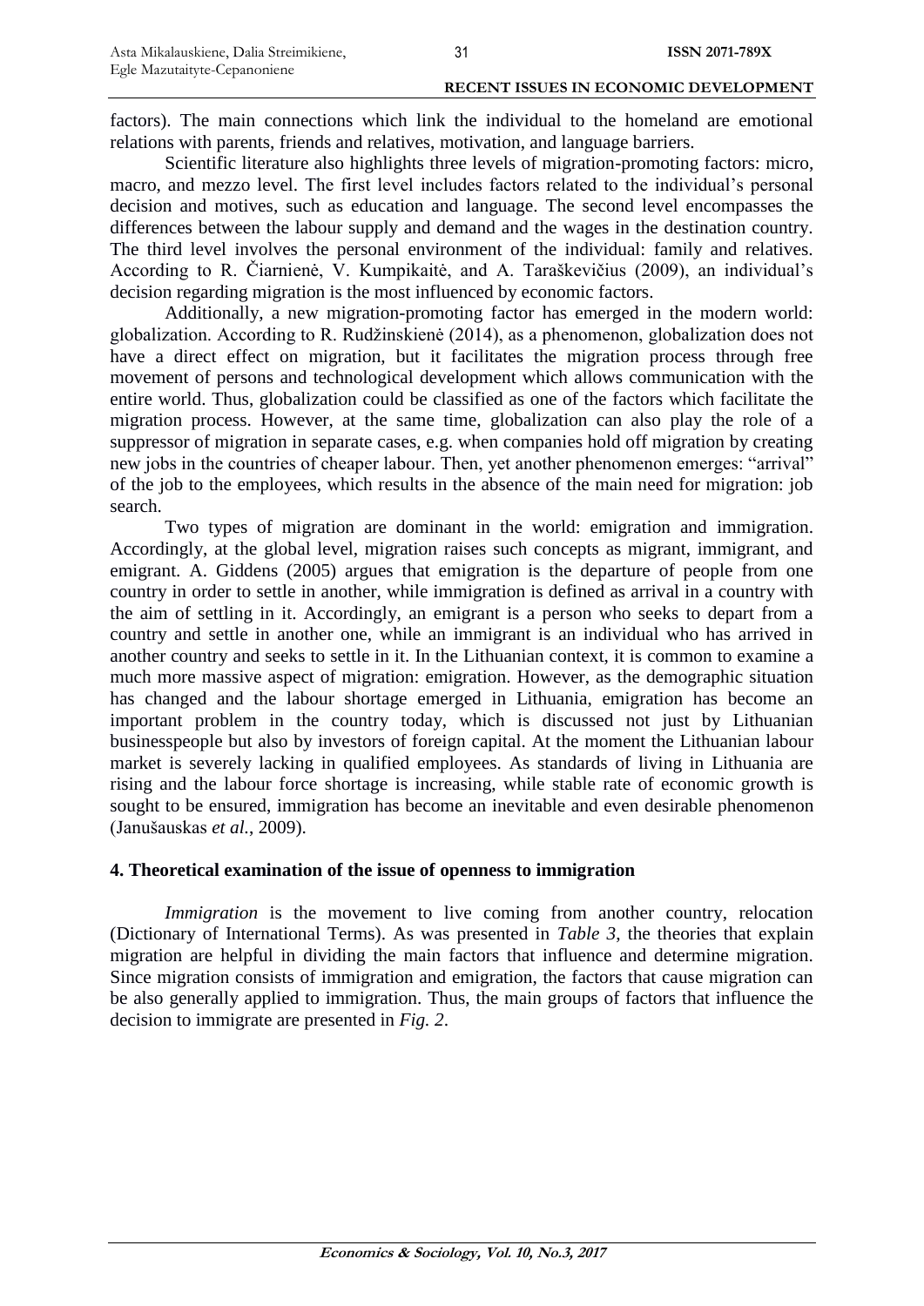factors). The main connections which link the individual to the homeland are emotional relations with parents, friends and relatives, motivation, and language barriers.

Scientific literature also highlights three levels of migration-promoting factors: micro, macro, and mezzo level. The first level includes factors related to the individual's personal decision and motives, such as education and language. The second level encompasses the differences between the labour supply and demand and the wages in the destination country. The third level involves the personal environment of the individual: family and relatives. According to R. Čiarnienė, V. Kumpikaitė, and A. Taraškevičius (2009), an individual's decision regarding migration is the most influenced by economic factors.

Additionally, a new migration-promoting factor has emerged in the modern world: globalization. According to R. Rudžinskienė (2014), as a phenomenon, globalization does not have a direct effect on migration, but it facilitates the migration process through free movement of persons and technological development which allows communication with the entire world. Thus, globalization could be classified as one of the factors which facilitate the migration process. However, at the same time, globalization can also play the role of a suppressor of migration in separate cases, e.g. when companies hold off migration by creating new jobs in the countries of cheaper labour. Then, yet another phenomenon emerges: "arrival" of the job to the employees, which results in the absence of the main need for migration: job search.

Two types of migration are dominant in the world: emigration and immigration. Accordingly, at the global level, migration raises such concepts as migrant, immigrant, and emigrant. A. Giddens (2005) argues that emigration is the departure of people from one country in order to settle in another, while immigration is defined as arrival in a country with the aim of settling in it. Accordingly, an emigrant is a person who seeks to depart from a country and settle in another one, while an immigrant is an individual who has arrived in another country and seeks to settle in it. In the Lithuanian context, it is common to examine a much more massive aspect of migration: emigration. However, as the demographic situation has changed and the labour shortage emerged in Lithuania, emigration has become an important problem in the country today, which is discussed not just by Lithuanian businesspeople but also by investors of foreign capital. At the moment the Lithuanian labour market is severely lacking in qualified employees. As standards of living in Lithuania are rising and the labour force shortage is increasing, while stable rate of economic growth is sought to be ensured, immigration has become an inevitable and even desirable phenomenon (Janušauskas *et al.*, 2009).

## 4. Theoretical examination of the issue of openness to immigration

*Immigration* is the movement to live coming from another country, relocation (Dictionary of International Terms). As was presented in *Table 3*, the theories that explain migration are helpful in dividing the main factors that influence and determine migration. Since migration consists of immigration and emigration, the factors that cause migration can be also generally applied to immigration. Thus, the main groups of factors that influence the decision to immigrate are presented in *Fig. 2*.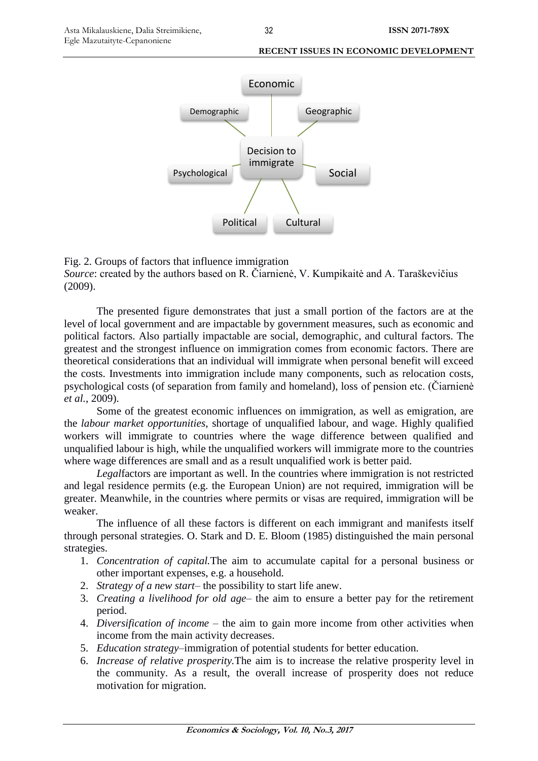Fig. 2. Groups of factors that influence immigration

*Source*: created by the authors based on R. Čiarnienė, V. Kumpikaitė and A. Taraškevičius (2009).

The presented figure demonstrates that just a small portion of the factors are at the level of local government and are impactable by government measures, such as economic and political factors. Also partially impactable are social, demographic, and cultural factors. The greatest and the strongest influence on immigration comes from economic factors. There are theoretical considerations that an individual will immigrate when personal benefit will exceed the costs. Investments into immigration include many components, such as relocation costs, psychological costs (of separation from family and homeland), loss of pension etc. (Čiarnienė *et al.*, 2009).

Some of the greatest economic influences on immigration, as well as emigration, are the *labour market opportunities*, shortage of unqualified labour, and wage. Highly qualified workers will immigrate to countries where the wage difference between qualified and unqualified labour is high, while the unqualified workers will immigrate more to the countries where wage differences are small and as a result unqualified work is better paid.

*Legal*factors are important as well. In the countries where immigration is not restricted and legal residence permits (e.g. the European Union) are not required, immigration will be greater. Meanwhile, in the countries where permits or visas are required, immigration will be weaker.

The influence of all these factors is different on each immigrant and manifests itself through personal strategies. O. Stark and D. E. Bloom (1985) distinguished the main personal strategies.

1. *Concentration of capital.*The aim to accumulate capital for a personal business or other important expenses, e.g. a household.
2. *Strategy of a new start*– the possibility to start life anew.
3. *Creating a livelihood for old age*– the aim to ensure a better pay for the retirement period.
4. *Diversification of income* – the aim to gain more income from other activities when income from the main activity decreases.
5. *Education strategy*–immigration of potential students for better education.
6. *Increase of relative prosperity.*The aim is to increase the relative prosperity level in the community. As a result, the overall increase of prosperity does not reduce motivation for migration.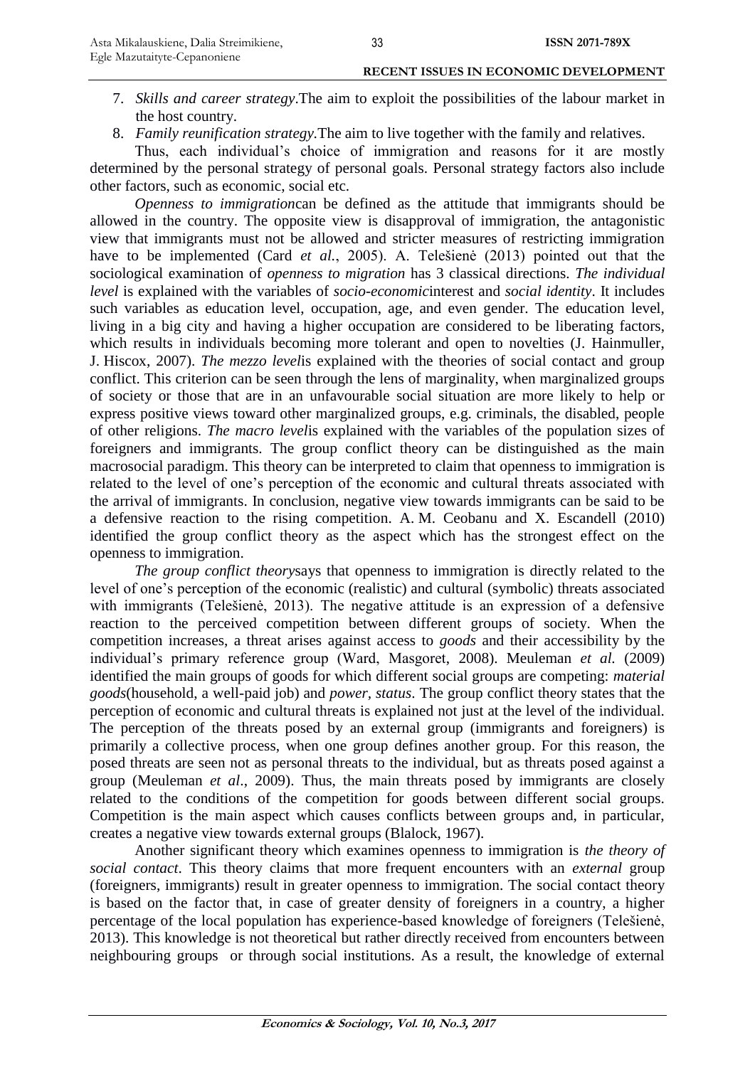7. *Skills and career strategy*.The aim to exploit the possibilities of the labour market in the host country.
8. *Family reunification strategy*.The aim to live together with the family and relatives.

Thus, each individual's choice of immigration and reasons for it are mostly determined by the personal strategy of personal goals. Personal strategy factors also include other factors, such as economic, social etc.

*Openness to immigration*can be defined as the attitude that immigrants should be allowed in the country. The opposite view is disapproval of immigration, the antagonistic view that immigrants must not be allowed and stricter measures of restricting immigration have to be implemented (Card *et al.*, 2005). A. Telešienė (2013) pointed out that the sociological examination of *openness to migration* has 3 classical directions. *The individual level* is explained with the variables of *socio-economic*interest and *social identity*. It includes such variables as education level, occupation, age, and even gender. The education level, living in a big city and having a higher occupation are considered to be liberating factors, which results in individuals becoming more tolerant and open to novelties (J. Hainmuller, J. Hiscox, 2007). *The mezzo level*is explained with the theories of social contact and group conflict. This criterion can be seen through the lens of marginality, when marginalized groups of society or those that are in an unfavourable social situation are more likely to help or express positive views toward other marginalized groups, e.g. criminals, the disabled, people of other religions. *The macro level*is explained with the variables of the population sizes of foreigners and immigrants. The group conflict theory can be distinguished as the main macrosocial paradigm. This theory can be interpreted to claim that openness to immigration is related to the level of one's perception of the economic and cultural threats associated with the arrival of immigrants. In conclusion, negative view towards immigrants can be said to be a defensive reaction to the rising competition. A. M. Ceobanu and X. Escandell (2010) identified the group conflict theory as the aspect which has the strongest effect on the openness to immigration.

*The group conflict theory*says that openness to immigration is directly related to the level of one's perception of the economic (realistic) and cultural (symbolic) threats associated with immigrants (Telešienė, 2013). The negative attitude is an expression of a defensive reaction to the perceived competition between different groups of society. When the competition increases, a threat arises against access to *goods* and their accessibility by the individual's primary reference group (Ward, Masgoret, 2008). Meuleman *et al.* (2009) identified the main groups of goods for which different social groups are competing: *material goods*(household, a well-paid job) and *power, status*. The group conflict theory states that the perception of economic and cultural threats is explained not just at the level of the individual. The perception of the threats posed by an external group (immigrants and foreigners) is primarily a collective process, when one group defines another group. For this reason, the posed threats are seen not as personal threats to the individual, but as threats posed against a group (Meuleman *et al*., 2009). Thus, the main threats posed by immigrants are closely related to the conditions of the competition for goods between different social groups. Competition is the main aspect which causes conflicts between groups and, in particular, creates a negative view towards external groups (Blalock, 1967).

Another significant theory which examines openness to immigration is *the theory of social contact*. This theory claims that more frequent encounters with an *external* group (foreigners, immigrants) result in greater openness to immigration. The social contact theory is based on the factor that, in case of greater density of foreigners in a country, a higher percentage of the local population has experience-based knowledge of foreigners (Telešienė, 2013). This knowledge is not theoretical but rather directly received from encounters between neighbouring groups or through social institutions. As a result, the knowledge of external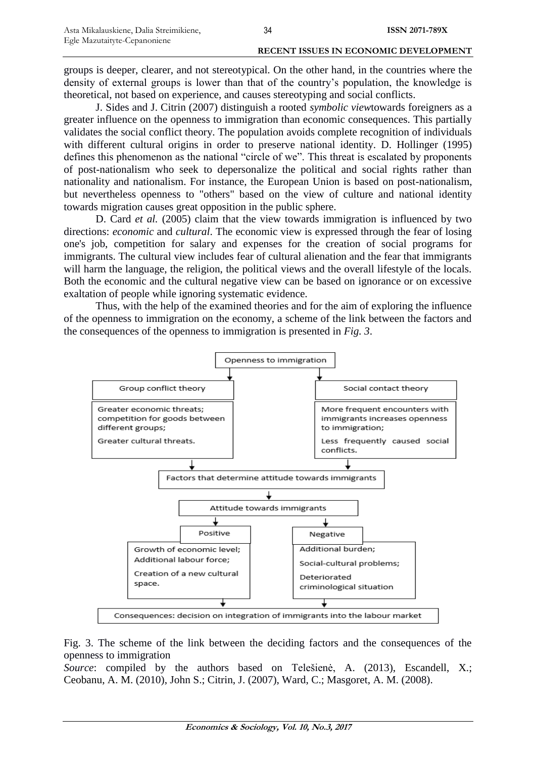groups is deeper, clearer, and not stereotypical. On the other hand, in the countries where the density of external groups is lower than that of the country's population, the knowledge is theoretical, not based on experience, and causes stereotyping and social conflicts.

J. Sides and J. Citrin (2007) distinguish a rooted *symbolic view*towards foreigners as a greater influence on the openness to immigration than economic consequences. This partially validates the social conflict theory. The population avoids complete recognition of individuals with different cultural origins in order to preserve national identity. D. Hollinger (1995) defines this phenomenon as the national "circle of we". This threat is escalated by proponents of post-nationalism who seek to depersonalize the political and social rights rather than nationality and nationalism. For instance, the European Union is based on post-nationalism, but nevertheless openness to "others" based on the view of culture and national identity towards migration causes great opposition in the public sphere.

D. Card *et al.* (2005) claim that the view towards immigration is influenced by two directions: *economic* and *cultural*. The economic view is expressed through the fear of losing one's job, competition for salary and expenses for the creation of social programs for immigrants. The cultural view includes fear of cultural alienation and the fear that immigrants will harm the language, the religion, the political views and the overall lifestyle of the locals. Both the economic and the cultural negative view can be based on ignorance or on excessive exaltation of people while ignoring systematic evidence.

Thus, with the help of the examined theories and for the aim of exploring the influence of the openness to immigration on the economy, a scheme of the link between the factors and the consequences of the openness to immigration is presented in *Fig. 3*.

Openness to immigration

- Group conflict theory
  - Greater economic threats; competition for goods between different groups;
  - Greater cultural threats.
- Social contact theory
  - More frequent encounters with immigrants increases openness to immigration;
  - Less frequently caused social conflicts.

Factors that determine attitude towards immigrants

Attitude towards immigrants

- Positive
  - Growth of economic level;
  - Additional labour force;
  - Creation of a new cultural space.
- Negative
  - Additional burden;
  - Social-cultural problems;
  - Deteriorated criminological situation

Consequences: decision on integration of immigrants into the labour market

Fig. 3. The scheme of the link between the deciding factors and the consequences of the openness to immigration

*Source*: compiled by the authors based on Telešienė, A. (2013), Escandell, X.; Ceobanu, A. M. (2010), John S.; Citrin, J. (2007), Ward, C.; Masgoret, A. M. (2008).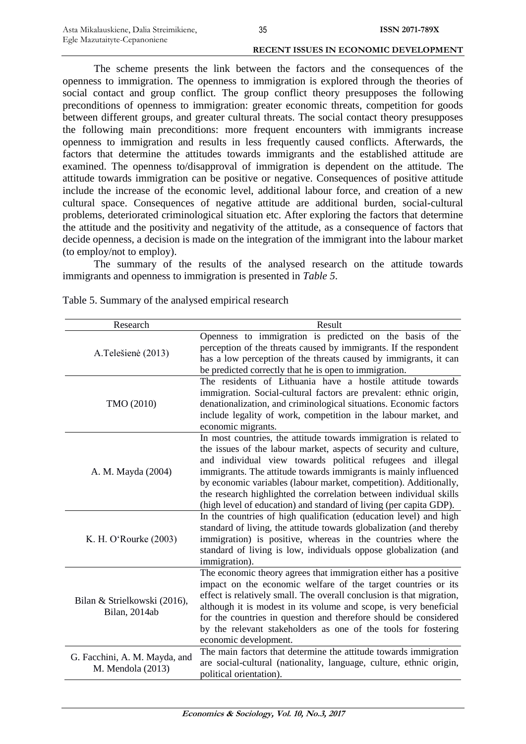The scheme presents the link between the factors and the consequences of the openness to immigration. The openness to immigration is explored through the theories of social contact and group conflict. The group conflict theory presupposes the following preconditions of openness to immigration: greater economic threats, competition for goods between different groups, and greater cultural threats. The social contact theory presupposes the following main preconditions: more frequent encounters with immigrants increase openness to immigration and results in less frequently caused conflicts. Afterwards, the factors that determine the attitudes towards immigrants and the established attitude are examined. The openness to/disapproval of immigration is dependent on the attitude. The attitude towards immigration can be positive or negative. Consequences of positive attitude include the increase of the economic level, additional labour force, and creation of a new cultural space. Consequences of negative attitude are additional burden, social-cultural problems, deteriorated criminological situation etc. After exploring the factors that determine the attitude and the positivity and negativity of the attitude, as a consequence of factors that decide openness, a decision is made on the integration of the immigrant into the labour market (to employ/not to employ).

The summary of the results of the analysed research on the attitude towards immigrants and openness to immigration is presented in *Table 5*.

Table 5. Summary of the analysed empirical research

| Research | Result |
|---|---|
| A.Telešienė (2013) | Openness to immigration is predicted on the basis of the perception of the threats caused by immigrants. If the respondent has a low perception of the threats caused by immigrants, it can be predicted correctly that he is open to immigration. |
| TMO (2010) | The residents of Lithuania have a hostile attitude towards immigration. Social-cultural factors are prevalent: ethnic origin, denationalization, and criminological situations. Economic factors include legality of work, competition in the labour market, and economic migrants. |
| A. M. Mayda (2004) | In most countries, the attitude towards immigration is related to the issues of the labour market, aspects of security and culture, and individual view towards political refugees and illegal immigrants. The attitude towards immigrants is mainly influenced by economic variables (labour market, competition). Additionally, the research highlighted the correlation between individual skills (high level of education) and standard of living (per capita GDP). |
| K. H. O'Rourke (2003) | In the countries of high qualification (education level) and high standard of living, the attitude towards globalization (and thereby immigration) is positive, whereas in the countries where the standard of living is low, individuals oppose globalization (and immigration). |
| Bilan & Strielkowski (2016), Bilan, 2014ab | The economic theory agrees that immigration either has a positive impact on the economic welfare of the target countries or its effect is relatively small. The overall conclusion is that migration, although it is modest in its volume and scope, is very beneficial for the countries in question and therefore should be considered by the relevant stakeholders as one of the tools for fostering economic development. |
| G. Facchini, A. M. Mayda, and M. Mendola (2013) | The main factors that determine the attitude towards immigration are social-cultural (nationality, language, culture, ethnic origin, political orientation). |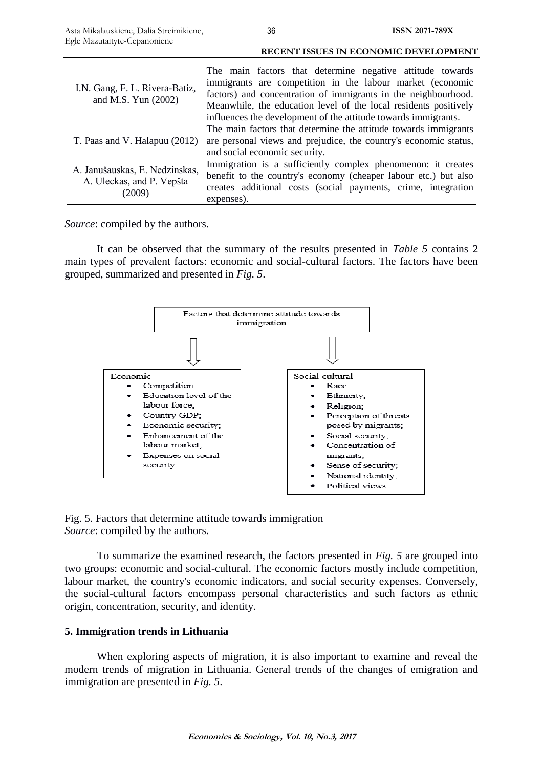| | |
|---|---|
| I.N. Gang, F. L. Rivera-Batiz, and M.S. Yun (2002) | The main factors that determine negative attitude towards immigrants are competition in the labour market (economic factors) and concentration of immigrants in the neighbourhood. Meanwhile, the education level of the local residents positively influences the development of the attitude towards immigrants. |
| T. Paas and V. Halapuu (2012) | The main factors that determine the attitude towards immigrants are personal views and prejudice, the country's economic status, and social economic security. |
| A. Janušauskas, E. Nedzinskas, A. Uleckas, and P. Vepšta (2009) | Immigration is a sufficiently complex phenomenon: it creates benefit to the country's economy (cheaper labour etc.) but also creates additional costs (social payments, crime, integration expenses). |

*Source*: compiled by the authors.

It can be observed that the summary of the results presented in *Table 5* contains 2 main types of prevalent factors: economic and social-cultural factors. The factors have been grouped, summarized and presented in *Fig. 5*.

Factors that determine attitude towards immigration

Economic
- Competition
- Education level of the labour force;
- Country GDP;
- Economic security;
- Enhancement of the labour market;
- Expenses on social security.

Social-cultural
- Race;
- Ethnicity;
- Religion;
- Perception of threats posed by migrants;
- Social security;
- Concentration of migrants;
- Sense of security;
- National identity;
- Political views.

Fig. 5. Factors that determine attitude towards immigration
*Source*: compiled by the authors.

To summarize the examined research, the factors presented in *Fig. 5* are grouped into two groups: economic and social-cultural. The economic factors mostly include competition, labour market, the country's economic indicators, and social security expenses. Conversely, the social-cultural factors encompass personal characteristics and such factors as ethnic origin, concentration, security, and identity.

## 5. Immigration trends in Lithuania

When exploring aspects of migration, it is also important to examine and reveal the modern trends of migration in Lithuania. General trends of the changes of emigration and immigration are presented in *Fig. 5*.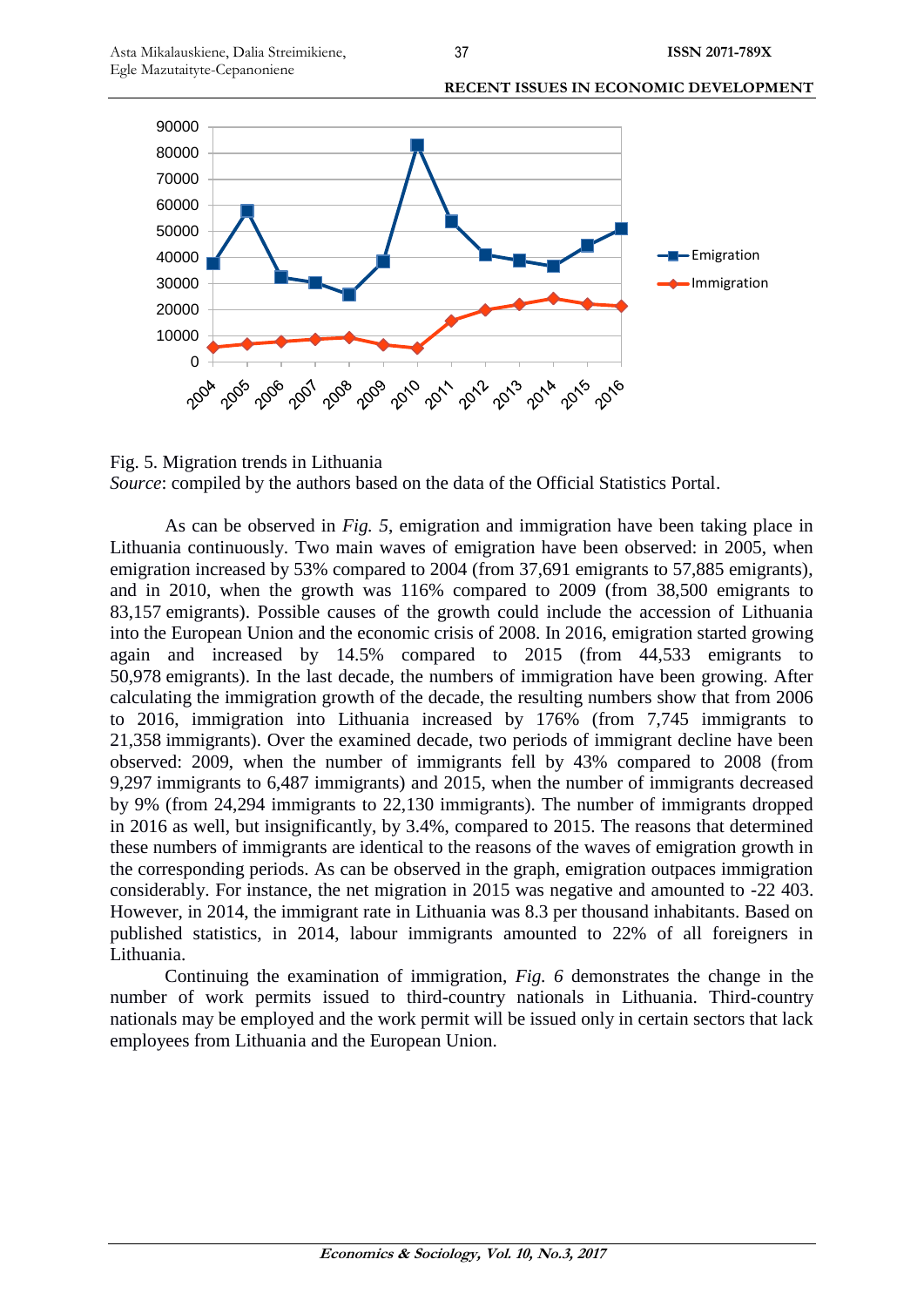Fig. 5. Migration trends in Lithuania

*Source*: compiled by the authors based on the data of the Official Statistics Portal.

As can be observed in *Fig. 5*, emigration and immigration have been taking place in Lithuania continuously. Two main waves of emigration have been observed: in 2005, when emigration increased by 53% compared to 2004 (from 37,691 emigrants to 57,885 emigrants), and in 2010, when the growth was 116% compared to 2009 (from 38,500 emigrants to 83,157 emigrants). Possible causes of the growth could include the accession of Lithuania into the European Union and the economic crisis of 2008. In 2016, emigration started growing again and increased by 14.5% compared to 2015 (from 44,533 emigrants to 50,978 emigrants). In the last decade, the numbers of immigration have been growing. After calculating the immigration growth of the decade, the resulting numbers show that from 2006 to 2016, immigration into Lithuania increased by 176% (from 7,745 immigrants to 21,358 immigrants). Over the examined decade, two periods of immigrant decline have been observed: 2009, when the number of immigrants fell by 43% compared to 2008 (from 9,297 immigrants to 6,487 immigrants) and 2015, when the number of immigrants decreased by 9% (from 24,294 immigrants to 22,130 immigrants). The number of immigrants dropped in 2016 as well, but insignificantly, by 3.4%, compared to 2015. The reasons that determined these numbers of immigrants are identical to the reasons of the waves of emigration growth in the corresponding periods. As can be observed in the graph, emigration outpaces immigration considerably. For instance, the net migration in 2015 was negative and amounted to -22 403. However, in 2014, the immigrant rate in Lithuania was 8.3 per thousand inhabitants. Based on published statistics, in 2014, labour immigrants amounted to 22% of all foreigners in Lithuania.

Continuing the examination of immigration, *Fig. 6* demonstrates the change in the number of work permits issued to third-country nationals in Lithuania. Third-country nationals may be employed and the work permit will be issued only in certain sectors that lack employees from Lithuania and the European Union.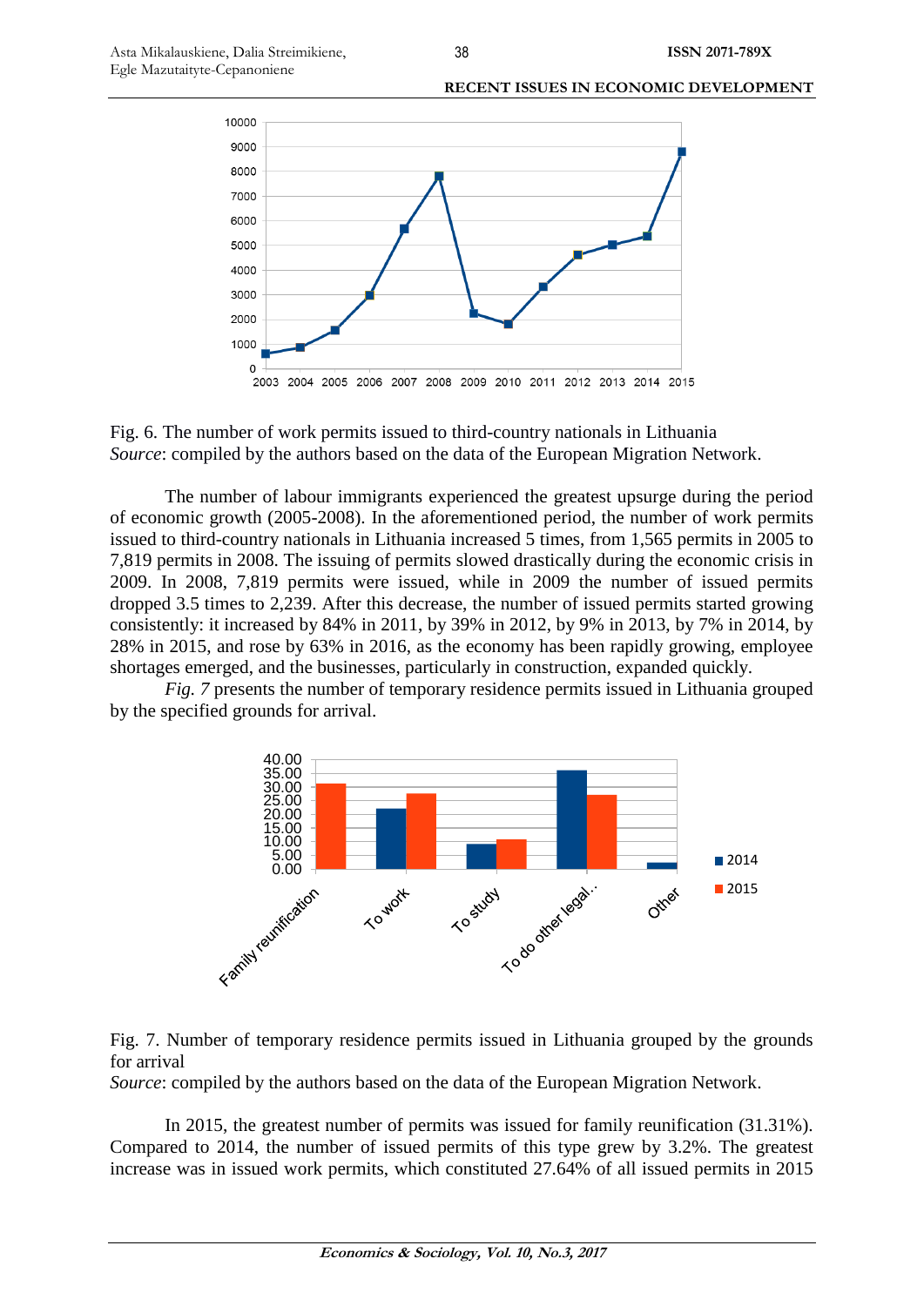Fig. 6. The number of work permits issued to third-country nationals in Lithuania
*Source*: compiled by the authors based on the data of the European Migration Network.

The number of labour immigrants experienced the greatest upsurge during the period of economic growth (2005-2008). In the aforementioned period, the number of work permits issued to third-country nationals in Lithuania increased 5 times, from 1,565 permits in 2005 to 7,819 permits in 2008. The issuing of permits slowed drastically during the economic crisis in 2009. In 2008, 7,819 permits were issued, while in 2009 the number of issued permits dropped 3.5 times to 2,239. After this decrease, the number of issued permits started growing consistently: it increased by 84% in 2011, by 39% in 2012, by 9% in 2013, by 7% in 2014, by 28% in 2015, and rose by 63% in 2016, as the economy has been rapidly growing, employee shortages emerged, and the businesses, particularly in construction, expanded quickly.

*Fig. 7* presents the number of temporary residence permits issued in Lithuania grouped by the specified grounds for arrival.

Fig. 7. Number of temporary residence permits issued in Lithuania grouped by the grounds for arrival
*Source*: compiled by the authors based on the data of the European Migration Network.

In 2015, the greatest number of permits was issued for family reunification (31.31%). Compared to 2014, the number of issued permits of this type grew by 3.2%. The greatest increase was in issued work permits, which constituted 27.64% of all issued permits in 2015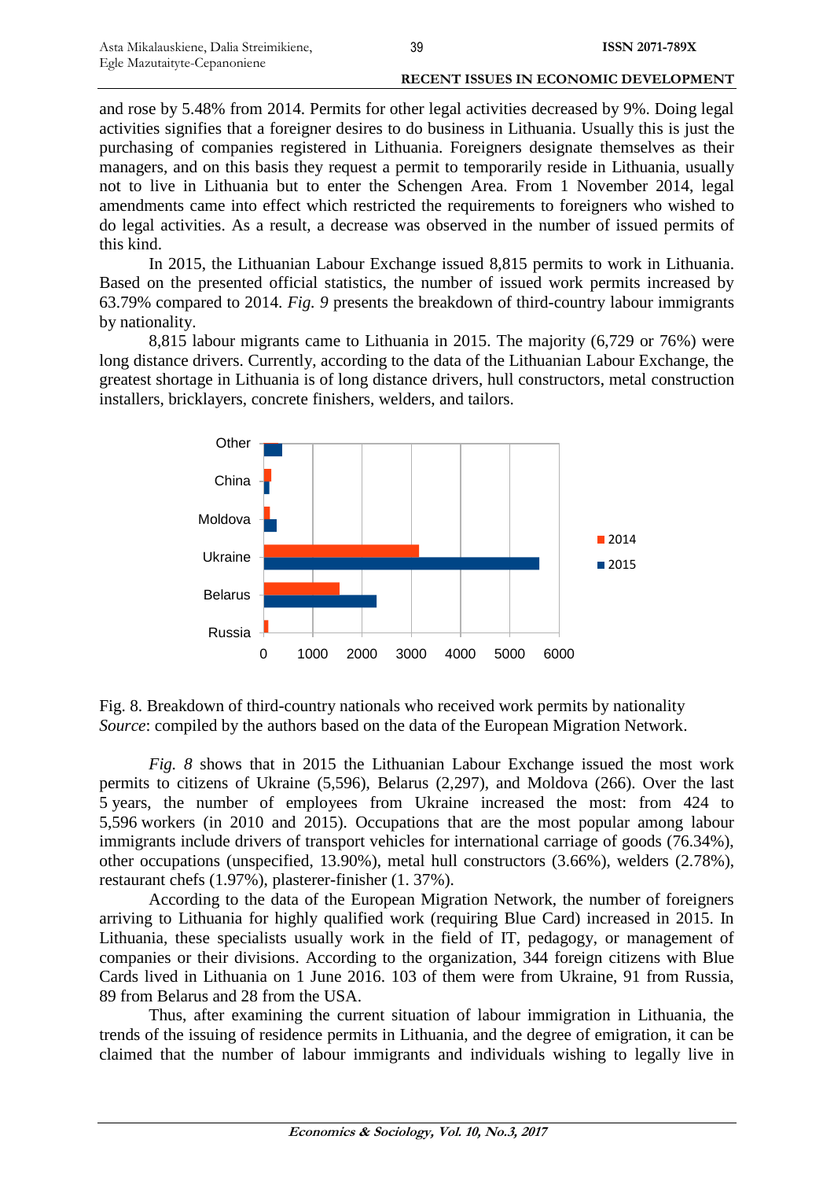and rose by 5.48% from 2014. Permits for other legal activities decreased by 9%. Doing legal activities signifies that a foreigner desires to do business in Lithuania. Usually this is just the purchasing of companies registered in Lithuania. Foreigners designate themselves as their managers, and on this basis they request a permit to temporarily reside in Lithuania, usually not to live in Lithuania but to enter the Schengen Area. From 1 November 2014, legal amendments came into effect which restricted the requirements to foreigners who wished to do legal activities. As a result, a decrease was observed in the number of issued permits of this kind.

In 2015, the Lithuanian Labour Exchange issued 8,815 permits to work in Lithuania. Based on the presented official statistics, the number of issued work permits increased by 63.79% compared to 2014. *Fig. 9* presents the breakdown of third-country labour immigrants by nationality.

8,815 labour migrants came to Lithuania in 2015. The majority (6,729 or 76%) were long distance drivers. Currently, according to the data of the Lithuanian Labour Exchange, the greatest shortage in Lithuania is of long distance drivers, hull constructors, metal construction installers, bricklayers, concrete finishers, welders, and tailors.

Fig. 8. Breakdown of third-country nationals who received work permits by nationality
*Source*: compiled by the authors based on the data of the European Migration Network.

*Fig. 8* shows that in 2015 the Lithuanian Labour Exchange issued the most work permits to citizens of Ukraine (5,596), Belarus (2,297), and Moldova (266). Over the last 5 years, the number of employees from Ukraine increased the most: from 424 to 5,596 workers (in 2010 and 2015). Occupations that are the most popular among immigrants include drivers of transport vehicles for international carriage of goods (76.34%), other occupations (unspecified, 13.90%), metal hull constructors (3.66%), welders (2.78%), restaurant chefs (1.97%), plasterer-finisher (1. 37%).

According to the data of the European Migration Network, the number of foreigners arriving to Lithuania for highly qualified work (requiring Blue Card) increased in 2015. In Lithuania, these specialists usually work in the field of IT, pedagogy, or management of companies or their divisions. According to the organization, 344 foreign citizens with Blue Cards lived in Lithuania on 1 June 2016. 103 of them were from Ukraine, 91 from Russia, 89 from Belarus and 28 from the USA.

Thus, after examining the current situation of labour immigration in Lithuania, the trends of the issuing of residence permits in Lithuania, and the degree of emigration, it can be claimed that the number of labour immigrants and individuals wishing to legally live in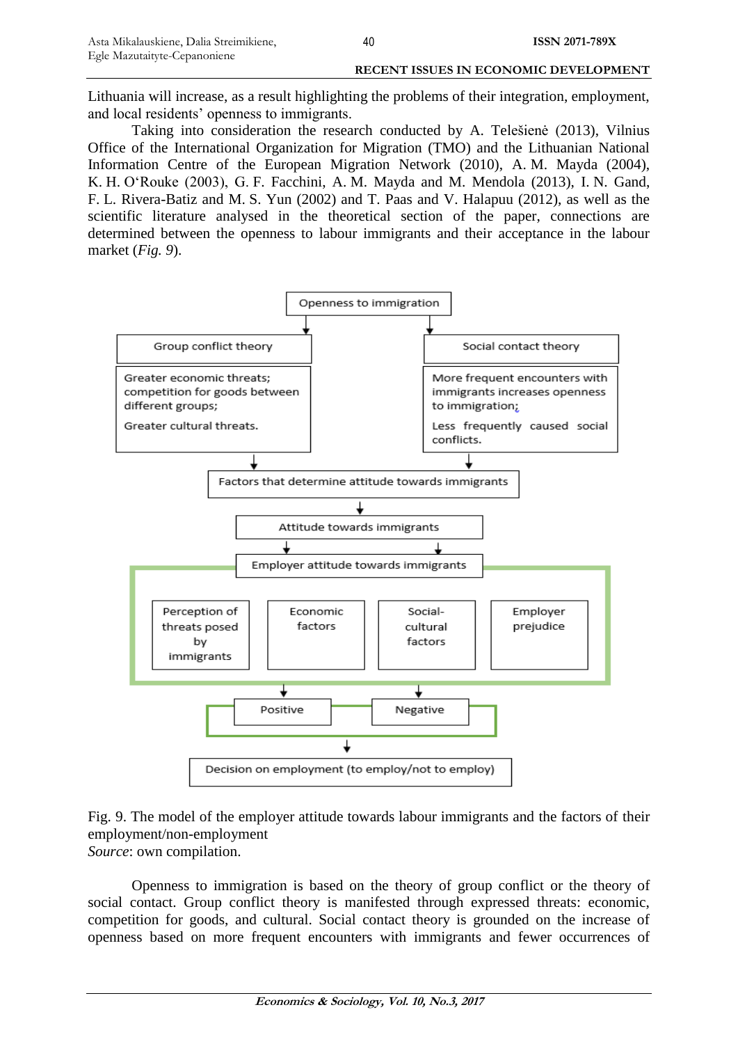Lithuania will increase, as a result highlighting the problems of their integration, employment, and local residents' openness to immigrants.

Taking into consideration the research conducted by A. Telešienė (2013), Vilnius Office of the International Organization for Migration (TMO) and the Lithuanian National Information Centre of the European Migration Network (2010), A. M. Mayda (2004), K. H. O'Rouke (2003), G. F. Facchini, A. M. Mayda and M. Mendola (2013), I. N. Gand, F. L. Rivera-Batiz and M. S. Yun (2002) and T. Paas and V. Halapuu (2012), as well as the scientific literature analysed in the theoretical section of the paper, connections are determined between the openness to labour immigrants and their acceptance in the labour market (*Fig. 9*).

Openness to immigration

- Group conflict theory
  - Greater economic threats; competition for goods between different groups;
  - Greater cultural threats.
- Social contact theory
  - More frequent encounters with immigrants increases openness to immigration;
  - Less frequently caused social conflicts.

Factors that determine attitude towards immigrants

Attitude towards immigrants

Employer attitude towards immigrants

- Perception of threats posed by immigrants
- Economic factors
- Social-cultural factors
- Employer prejudice

Positive | Negative

Decision on employment (to employ/not to employ)

Fig. 9. The model of the employer attitude towards labour immigrants and the factors of their employment/non-employment
*Source*: own compilation.

Openness to immigration is based on the theory of group conflict or the theory of social contact. Group conflict theory is manifested through expressed threats: economic, competition for goods, and cultural. Social contact theory is grounded on the increase of openness based on more frequent encounters with immigrants and fewer occurrences of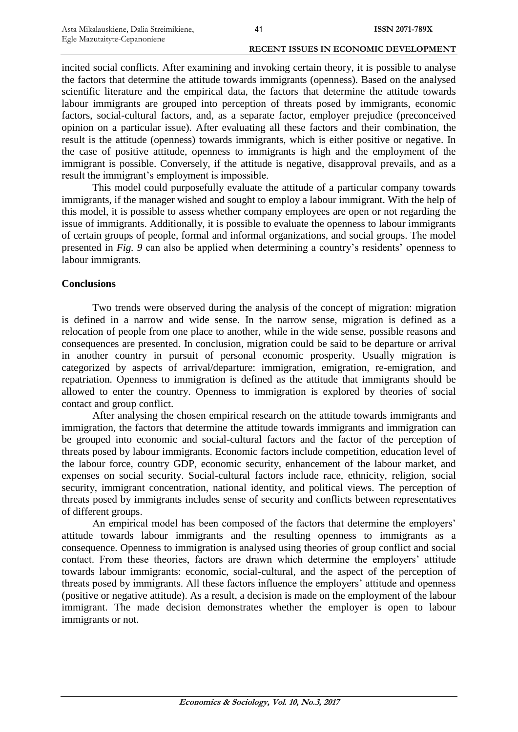incited social conflicts. After examining and invoking certain theory, it is possible to analyse the factors that determine the attitude towards immigrants (openness). Based on the analysed scientific literature and the empirical data, the factors that determine the attitude towards labour immigrants are grouped into perception of threats posed by immigrants, economic factors, social-cultural factors, and, as a separate factor, employer prejudice (preconceived opinion on a particular issue). After evaluating all these factors and their combination, the result is the attitude (openness) towards immigrants, which is either positive or negative. In the case of positive attitude, openness to immigrants is high and the employment of the immigrant is possible. Conversely, if the attitude is negative, disapproval prevails, and as a result the immigrant's employment is impossible.

This model could purposefully evaluate the attitude of a particular company towards immigrants, if the manager wished and sought to employ a labour immigrant. With the help of this model, it is possible to assess whether company employees are open or not regarding the issue of immigrants. Additionally, it is possible to evaluate the openness to labour immigrants of certain groups of people, formal and informal organizations, and social groups. The model presented in *Fig. 9* can also be applied when determining a country's residents' openness to labour immigrants.

## Conclusions

Two trends were observed during the analysis of the concept of migration: migration is defined in a narrow and wide sense. In the narrow sense, migration is defined as a relocation of people from one place to another, while in the wide sense, possible reasons and consequences are presented. In conclusion, migration could be said to be departure or arrival in another country in pursuit of personal economic prosperity. Usually migration is categorized by aspects of arrival/departure: immigration, emigration, re-emigration, and repatriation. Openness to immigration is defined as the attitude that immigrants should be allowed to enter the country. Openness to immigration is explored by theories of social contact and group conflict.

After analysing the chosen empirical research on the attitude towards immigrants and immigration, the factors that determine the attitude towards immigrants and immigration can be grouped into economic and social-cultural factors and the factor of the perception of threats posed by labour immigrants. Economic factors include competition, education level of the labour force, country GDP, economic security, enhancement of the labour market, and expenses on social security. Social-cultural factors include race, ethnicity, religion, social security, immigrant concentration, national identity, and political views. The perception of threats posed by immigrants includes sense of security and conflicts between representatives of different groups.

An empirical model has been composed of the factors that determine the employers' attitude towards labour immigrants and the resulting openness to immigrants as a consequence. Openness to immigration is analysed using theories of group conflict and social contact. From these theories, factors are drawn which determine the employers' attitude towards labour immigrants: economic, social-cultural, and the aspect of the perception of threats posed by immigrants. All these factors influence the employers' attitude and openness (positive or negative attitude). As a result, a decision is made on the employment of the labour immigrant. The made decision demonstrates whether the employer is open to labour immigrants or not.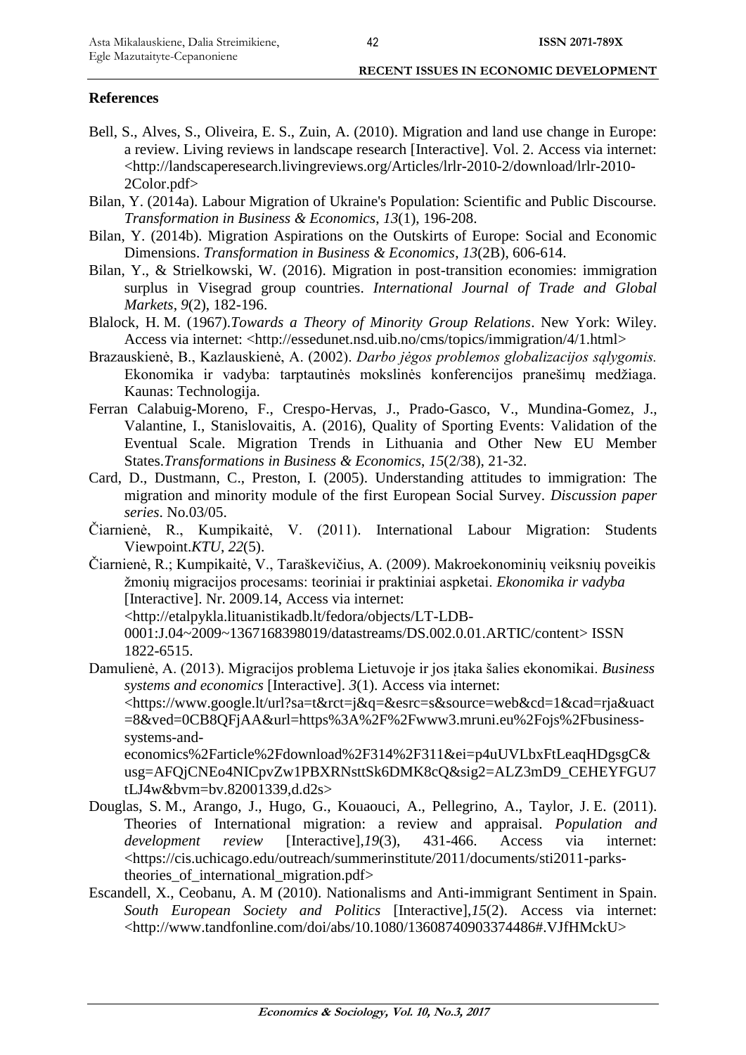## References

Bell, S., Alves, S., Oliveira, E. S., Zuin, A. (2010). Migration and land use change in Europe: a review. Living reviews in landscape research [Interactive]. Vol. 2. Access via internet: <http://landscaperesearch.livingreviews.org/Articles/lrlr-2010-2/download/lrlr-2010-2Color.pdf>

Bilan, Y. (2014a). Labour Migration of Ukraine's Population: Scientific and Public Discourse. *Transformation in Business & Economics*, *13*(1), 196-208.

Bilan, Y. (2014b). Migration Aspirations on the Outskirts of Europe: Social and Economic Dimensions. *Transformation in Business & Economics*, *13*(2B), 606-614.

Bilan, Y., & Strielkowski, W. (2016). Migration in post-transition economies: immigration surplus in Visegrad group countries. *International Journal of Trade and Global Markets*, *9*(2), 182-196.

Blalock, H. M. (1967).*Towards a Theory of Minority Group Relations*. New York: Wiley. Access via internet: <http://essedunet.nsd.uib.no/cms/topics/immigration/4/1.html>

Brazauskienė, B., Kazlauskienė, A. (2002). *Darbo jėgos problemos globalizacijos sąlygomis.* Ekonomika ir vadyba: tarptautinės mokslinės konferencijos pranešimų medžiaga. Kaunas: Technologija.

Ferran Calabuig-Moreno, F., Crespo-Hervas, J., Prado-Gasco, V., Mundina-Gomez, J., Valantine, I., Stanislovaitis, A. (2016), Quality of Sporting Events: Validation of the Eventual Scale. Migration Trends in Lithuania and Other New EU Member States.*Transformations in Business & Economics*, *15*(2/38), 21-32.

Card, D., Dustmann, C., Preston, I. (2005). Understanding attitudes to immigration: The migration and minority module of the first European Social Survey. *Discussion paper series*. No.03/05.

Čiarnienė, R., Kumpikaitė, V. (2011). International Labour Migration: Students Viewpoint.*KTU*, *22*(5).

Čiarnienė, R.; Kumpikaitė, V., Taraškevičius, A. (2009). Makroekonominių veiksnių poveikis žmonių migracijos procesams: teoriniai ir praktiniai aspketai. *Ekonomika ir vadyba* [Interactive]. Nr. 2009.14, Access via internet: <http://etalpykla.lituanistikadb.lt/fedora/objects/LT-LDB-0001:J.04~2009~1367168398019/datastreams/DS.002.0.01.ARTIC/content> ISSN 1822-6515.

Damulienė, A. (2013). Migracijos problema Lietuvoje ir jos įtaka šalies ekonomikai. *Business systems and economics* [Interactive]. *3*(1). Access via internet: <https://www.google.lt/url?sa=t&rct=j&q=&esrc=s&source=web&cd=1&cad=rja&uact=8&ved=0CB8QFjAA&url=https%3A%2F%2Fwww3.mruni.eu%2Fojs%2Fbusiness-systems-and-economics%2Farticle%2Fdownload%2F314%2F311&ei=p4uUVLbxFtLeaqHDgsgC&usg=AFQjCNEo4NICpvZw1PBXRNsttSk6DMK8cQ&sig2=ALZ3mD9_CEHEYFGU7tLJ4w&bvm=bv.82001339,d.d2s>

Douglas, S. M., Arango, J., Hugo, G., Kouaouci, A., Pellegrino, A., Taylor, J. E. (2011). Theories of International migration: a review and appraisal. *Population and development review* [Interactive],*19*(3), 431-466. Access via internet: <https://cis.uchicago.edu/outreach/summerinstitute/2011/documents/sti2011-parks-theories_of_international_migration.pdf>

Escandell, X., Ceobanu, A. M (2010). Nationalisms and Anti-immigrant Sentiment in Spain. *South European Society and Politics* [Interactive],*15*(2). Access via internet: <http://www.tandfonline.com/doi/abs/10.1080/13608740903374486#.VJfHMckU>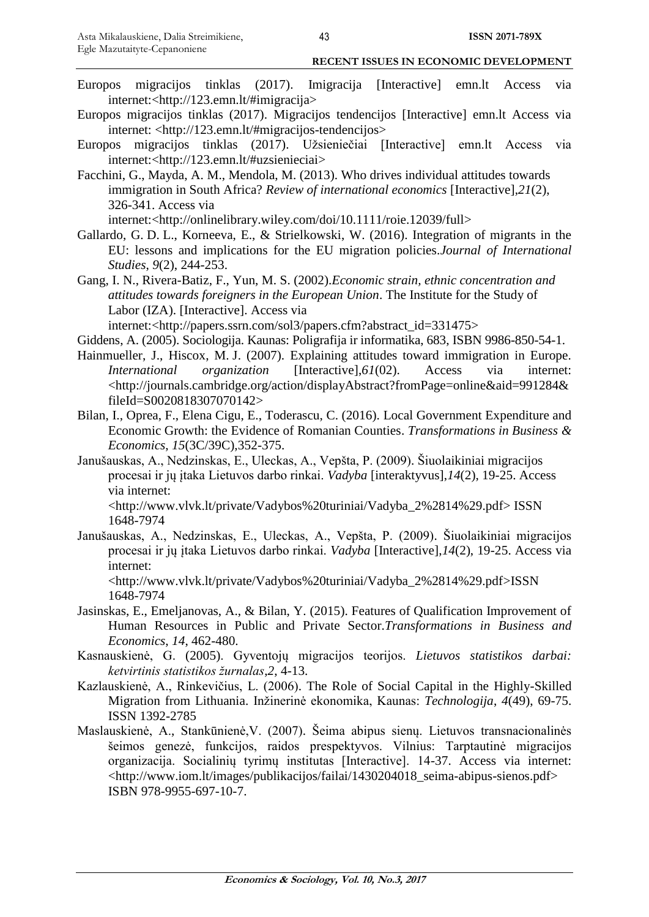Europos migracijos tinklas (2017). Imigracija [Interactive] emn.lt Access via internet:<http://123.emn.lt/#imigracija>

Europos migracijos tinklas (2017). Migracijos tendencijos [Interactive] emn.lt Access via internet: <http://123.emn.lt/#migracijos-tendencijos>

Europos migracijos tinklas (2017). Užsieniečiai [Interactive] emn.lt Access via internet:<http://123.emn.lt/#uzsienieciai>

Facchini, G., Mayda, A. M., Mendola, M. (2013). Who drives individual attitudes towards immigration in South Africa? *Review of international economics* [Interactive],*21*(2), 326-341. Access via internet:<http://onlinelibrary.wiley.com/doi/10.1111/roie.12039/full>

Gallardo, G. D. L., Korneeva, E., & Strielkowski, W. (2016). Integration of migrants in the EU: lessons and implications for the EU migration policies.*Journal of International Studies*, *9*(2), 244-253.

Gang, I. N., Rivera-Batiz, F., Yun, M. S. (2002).*Economic strain, ethnic concentration and attitudes towards foreigners in the European Union*. The Institute for the Study of Labor (IZA). [Interactive]. Access via internet:<http://papers.ssrn.com/sol3/papers.cfm?abstract_id=331475>

Giddens, A. (2005). Sociologija. Kaunas: Poligrafija ir informatika, 683, ISBN 9986-850-54-1.

Hainmueller, J., Hiscox, M. J. (2007). Explaining attitudes toward immigration in Europe. *International organization* [Interactive],*61*(02). Access via internet: <http://journals.cambridge.org/action/displayAbstract?fromPage=online&aid=991284&fileId=S0020818307070142>

Bilan, I., Oprea, F., Elena Cigu, E., Toderascu, C. (2016). Local Government Expenditure and Economic Growth: the Evidence of Romanian Counties. *Transformations in Business & Economics*, *15*(3C/39C),352-375.

Janušauskas, A., Nedzinskas, E., Uleckas, A., Vepšta, P. (2009). Šiuolaikiniai migracijos procesai ir jų įtaka Lietuvos darbo rinkai. *Vadyba* [interaktyvus],*14*(2), 19-25. Access via internet: <http://www.vlvk.lt/private/Vadybos%20turiniai/Vadyba_2%2814%29.pdf> ISSN 1648-7974

Janušauskas, A., Nedzinskas, E., Uleckas, A., Vepšta, P. (2009). Šiuolaikiniai migracijos procesai ir jų įtaka Lietuvos darbo rinkai. *Vadyba* [Interactive],*14*(2), 19-25. Access via internet: <http://www.vlvk.lt/private/Vadybos%20turiniai/Vadyba_2%2814%29.pdf>ISSN 1648-7974

Jasinskas, E., Emeljanovas, A., & Bilan, Y. (2015). Features of Qualification Improvement of Human Resources in Public and Private Sector.*Transformations in Business and Economics*, *14*, 462-480.

Kasnauskienė, G. (2005). Gyventojų migracijos teorijos. *Lietuvos statistikos darbai: ketvirtinis statistikos žurnalas*,*2*, 4-13.

Kazlauskienė, A., Rinkevičius, L. (2006). The Role of Social Capital in the Highly-Skilled Migration from Lithuania. Inžinerinė ekonomika, Kaunas: *Technologija*, *4*(49), 69-75. ISSN 1392-2785

Maslauskienė, A., Stankūnienė,V. (2007). Šeima abipus sienų. Lietuvos transnacionalinės šeimos genezė, funkcijos, raidos prespektyvos. Vilnius: Tarptautinė migracijos organizacija. Socialinių tyrimų institutas [Interactive]. 14-37. Access via internet: <http://www.iom.lt/images/publikacijos/failai/1430204018_seima-abipus-sienos.pdf> ISBN 978-9955-697-10-7.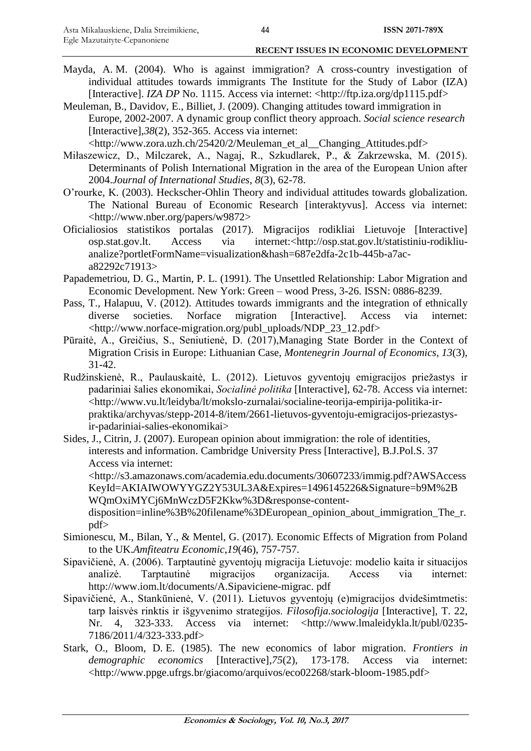Mayda, A. M. (2004). Who is against immigration? A cross-country investigation of individual attitudes towards immigrants The Institute for the Study of Labor (IZA) [Interactive]. *IZA DP* No. 1115. Access via internet: <http://ftp.iza.org/dp1115.pdf>

Meuleman, B., Davidov, E., Billiet, J. (2009). Changing attitudes toward immigration in Europe, 2002-2007. A dynamic group conflict theory approach. *Social science research* [Interactive],*38*(2), 352-365. Access via internet: <http://www.zora.uzh.ch/25420/2/Meuleman_et_al__Changing_Attitudes.pdf>

Miłaszewicz, D., Milczarek, A., Nagaj, R., Szkudlarek, P., & Zakrzewska, M. (2015). Determinants of Polish International Migration in the area of the European Union after 2004.*Journal of International Studies*, *8*(3), 62-78.

O'rourke, K. (2003). Heckscher-Ohlin Theory and individual attitudes towards globalization. The National Bureau of Economic Research [interaktyvus]. Access via internet: <http://www.nber.org/papers/w9872>

Oficialiosios statistikos portalas (2017). Migracijos rodikliai Lietuvoje [Interactive] osp.stat.gov.lt. Access via internet:<http://osp.stat.gov.lt/statistiniu-rodikliu-analize?portletFormName=visualization&hash=687e2dfa-2c1b-445b-a7ac-a82292c71913>

Papademetriou, D. G., Martin, P. L. (1991). The Unsettled Relationship: Labor Migration and Economic Development. New York: Green – wood Press, 3-26. ISSN: 0886-8239.

Pass, T., Halapuu, V. (2012). Attitudes towards immigrants and the integration of ethnically diverse societies. Norface migration [Interactive]. Access via internet: <http://www.norface-migration.org/publ_uploads/NDP_23_12.pdf>

Pūraitė, A., Greičius, S., Seniutienė, D. (2017),Managing State Border in the Context of Migration Crisis in Europe: Lithuanian Case, *Montenegrin Journal of Economics*, *13*(3), 31-42.

Rudžinskienė, R., Paulauskaitė, L. (2012). Lietuvos gyventojų emigracijos priežastys ir padariniai šalies ekonomikai, *Socialinė politika* [Interactive], 62-78. Access via internet: <http://www.vu.lt/leidyba/lt/mokslo-zurnalai/socialine-teorija-empirija-politika-ir-praktika/archyvas/stepp-2014-8/item/2661-lietuvos-gyventoju-emigracijos-priezastys-ir-padariniai-salies-ekonomikai>

Sides, J., Citrin, J. (2007). European opinion about immigration: the role of identities, interests and information. Cambridge University Press [Interactive], B.J.Pol.S. 37 Access via internet: <http://s3.amazonaws.com/academia.edu.documents/30607233/immig.pdf?AWSAccessKeyId=AKIAIWOWYYGZ2Y53UL3A&Expires=1496145226&Signature=b9M%2BWQmOxiMYCj6MnWczD5F2Kkw%3D&response-content-disposition=inline%3B%20filename%3DEuropean_opinion_about_immigration_The_r.pdf>

Simionescu, M., Bilan, Y., & Mentel, G. (2017). Economic Effects of Migration from Poland to the UK.*Amfiteatru Economic*,*19*(46), 757-757.

Sipavičienė, A. (2006). Tarptautinė gyventojų migracija Lietuvoje: modelio kaita ir situacijos analizė. Tarptautinė migracijos organizacija. Access via internet: http://www.iom.lt/documents/A.Sipaviciene-migrac. pdf

Sipavičienė, A., Stankūnienė, V. (2011). Lietuvos gyventojų (e)migracijos dvidešimtmetis: tarp laisvės rinktis ir išgyvenimo strategijos. *Filosofija.sociologija* [Interactive], T. 22, Nr. 4, 323-333. Access via internet: <http://www.lmaleidykla.lt/publ/0235-7186/2011/4/323-333.pdf>

Stark, O., Bloom, D. E. (1985). The new economics of labor migration. *Frontiers in demographic economics* [Interactive],*75*(2), 173-178. Access via internet: <http://www.ppge.ufrgs.br/giacomo/arquivos/eco02268/stark-bloom-1985.pdf>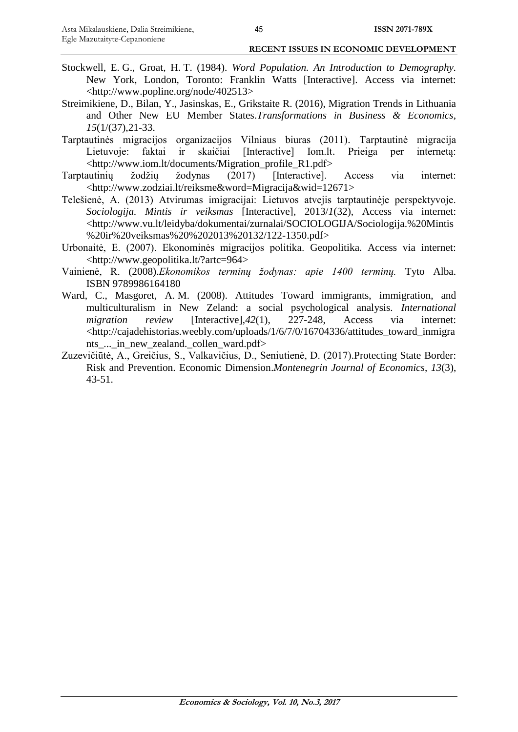Stockwell, E. G., Groat, H. T. (1984). *Word Population. An Introduction to Demography*. New York, London, Toronto: Franklin Watts [Interactive]. Access via internet: <http://www.popline.org/node/402513>

Streimikiene, D., Bilan, Y., Jasinskas, E., Grikstaite R. (2016), Migration Trends in Lithuania and Other New EU Member States.*Transformations in Business & Economics*, *15*(1/(37),21-33.

Tarptautinės migracijos organizacijos Vilniaus biuras (2011). Tarptautinė migracija Lietuvoje: faktai ir skaičiai [Interactive] Iom.lt. Prieiga per internetą: <http://www.iom.lt/documents/Migration_profile_R1.pdf>

Tarptautinių žodžių žodynas (2017) [Interactive]. Access via internet: <http://www.zodziai.lt/reiksme&word=Migracija&wid=12671>

Telešienė, A. (2013) Atvirumas imigracijai: Lietuvos atvejis tarptautinėje perspektyvoje. *Sociologija. Mintis ir veiksmas* [Interactive], 2013/*1*(32), Access via internet: <http://www.vu.lt/leidyba/dokumentai/zurnalai/SOCIOLOGIJA/Sociologija.%20Mintis%20ir%20veiksmas%20%202013%20132/122-1350.pdf>

Urbonaitė, E. (2007). Ekonominės migracijos politika. Geopolitika. Access via internet: <http://www.geopolitika.lt/?artc=964>

Vainienė, R. (2008).*Ekonomikos terminų žodynas: apie 1400 terminų.* Tyto Alba. ISBN 9789986164180

Ward, C., Masgoret, A. M. (2008). Attitudes Toward immigrants, immigration, and multiculturalism in New Zeland: a social psychological analysis. *International migration review* [Interactive],*42*(1), 227-248, Access via internet: <http://cajadehistorias.weebly.com/uploads/1/6/7/0/16704336/attitudes_toward_inmigrants_..._in_new_zealand._collen_ward.pdf>

Zuzevičiūtė, A., Greičius, S., Valkavičius, D., Seniutienė, D. (2017).Protecting State Border: Risk and Prevention. Economic Dimension.*Montenegrin Journal of Economics*, *13*(3), 43-51.